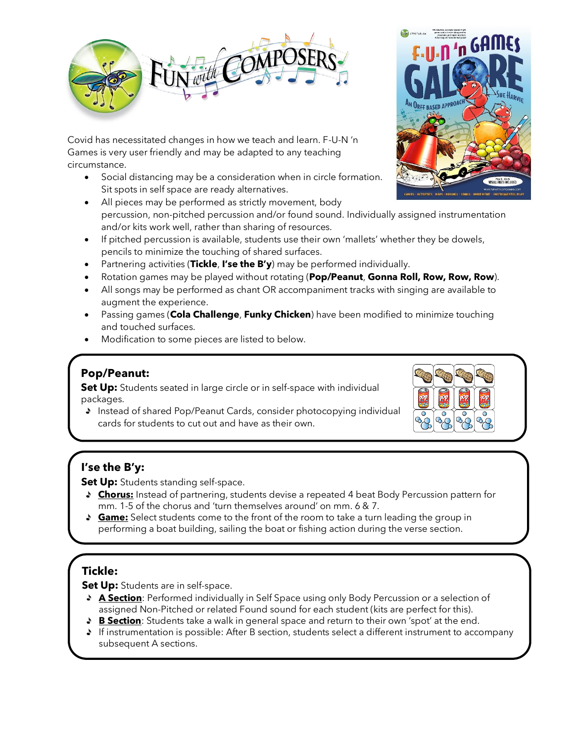Covid has necessitated changes in how we teach and learn. F-U-N 'n Games is very user friendly and may be adapted to any teaching circumstance.

- Social distancing may be a consideration when in circle formation. Sit spots in self space are ready alternatives.
- All pieces may be performed as strictly movement, body percussion, non-pitched percussion and/or found sound. Individually assigned instrumentation and/or kits work well, rather than sharing of resources.
- If pitched percussion is available, students use their own 'mallets' whether they be dowels, pencils to minimize the touching of shared surfaces.
- Partnering activities (**Tickle**, **I'se the B'y**) may be performed individually.
- Rotation games may be played without rotating (**Pop/Peanut**, **Gonna Roll, Row, Row, Row**).
- All songs may be performed as chant OR accompaniment tracks with singing are available to augment the experience.
- Passing games (**Cola Challenge**, **Funky Chicken**) have been modified to minimize touching and touched surfaces.
- Modification to some pieces are listed to below.

## Pop/Peanut:

**Set Up:** Students seated in large circle or in self-space with individual packages.

- Instead of shared Pop/Peanut Cards, consider photocopying individual cards for students to cut out and have as their own.

## I'se the B'y:

**Set Up:** Students standing self-space.

- **Chorus:** Instead of partnering, students devise a repeated 4 beat Body Percussion pattern for mm. 1-5 of the chorus and 'turn themselves around' on mm. 6 & 7.
- **Game:** Select students come to the front of the room to take a turn leading the group in performing a boat building, sailing the boat or fishing action during the verse section.

## Tickle:

**Set Up:** Students are in self-space.

- **A Section**: Performed individually in Self Space using only Body Percussion or a selection of assigned Non-Pitched or related Found sound for each student (kits are perfect for this).
- **B Section**: Students take a walk in general space and return to their own 'spot' at the end.
- If instrumentation is possible: After B section, students select a different instrument to accompany subsequent A sections.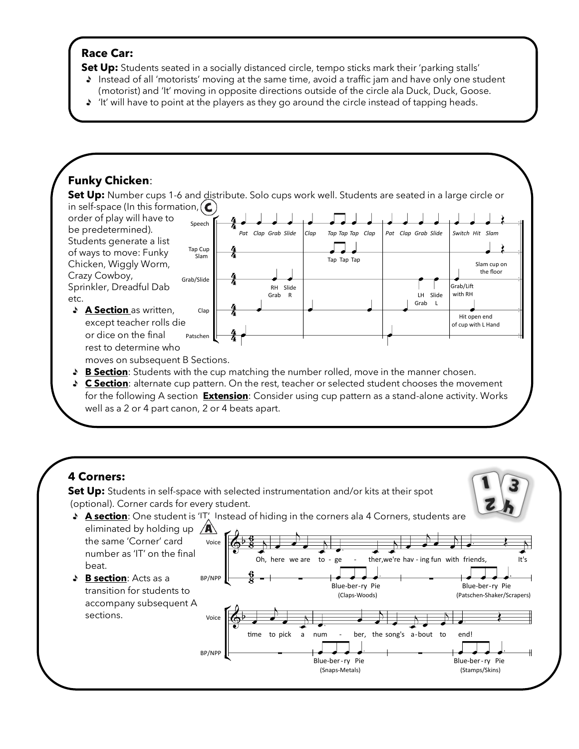## Race Car:

**Set Up:** Students seated in a socially distanced circle, tempo sticks mark their 'parking stalls'

- Instead of all 'motorists' moving at the same time, avoid a traffic jam and have only one student (motorist) and 'It' moving in opposite directions outside of the circle ala Duck, Duck, Goose.
- 'It' will have to point at the players as they go around the circle instead of tapping heads.

## Funky Chicken:

**Set Up:** Number cups 1-6 and distribute. Solo cups work well. Students are seated in a large circle or in self-space (In this formation, order of play will have to be predetermined). Students generate a list of ways to move: Funky Chicken, Wiggly Worm, Crazy Cowboy, Sprinkler, Dreadful Dab etc.

- **A Section** as written, except teacher rolls die or dice on the final rest to determine who moves on subsequent B Sections.
- **B Section**: Students with the cup matching the number rolled, move in the manner chosen.
- **C Section**: alternate cup pattern. On the rest, teacher or selected student chooses the movement for the following A section **Extension**: Consider using cup pattern as a stand-alone activity. Works well as a 2 or 4 part canon, 2 or 4 beats apart.

Speech: Pat Clap Grab Slide | Clap Tap Tap Tap Clap | Pat Clap Grab Slide | Switch Hit Slam

Tap Cup Slam: Tap Tap Tap; Slam cup on the floor

Grab/Slide: RH Grab, Slide R; LH Grab, Slide L; Grab/Lift with RH

Clap: Hit open end of cup with L Hand

Patschen

## 4 Corners:

**Set Up:** Students in self-space with selected instrumentation and/or kits at their spot (optional). Corner cards for every student.

- **A section**: One student is 'IT' Instead of hiding in the corners ala 4 Corners, students are eliminated by holding up the same 'Corner' card number as 'IT' on the final beat.
- **B section**: Acts as a transition for students to accompany subsequent A sections.

Voice: Oh, here we are to - ge - ther, we're hav - ing fun with friends, It's time to pick a num - ber, the song's a-bout to end!

BP/NPP: Blue-ber-ry Pie (Claps-Woods) | Blue-ber-ry Pie (Patschen-Shaker/Scrapers) | Blue-ber-ry Pie (Snaps-Metals) | Blue-ber-ry Pie (Stamps/Skins)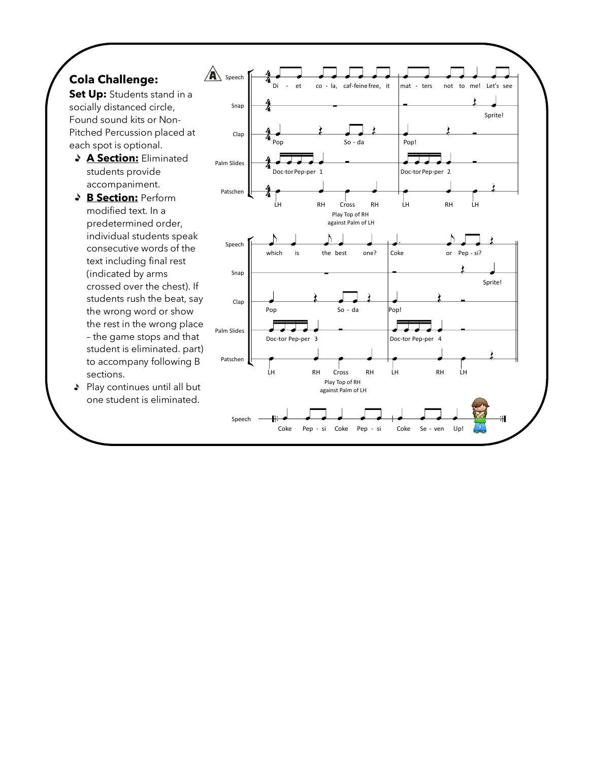**Cola Challenge:**

**Set Up:** Students stand in a socially distanced circle, Found sound kits or Non-Pitched Percussion placed at each spot is optional.

- **A Section:** Eliminated students provide accompaniment.
- **B Section:** Perform modified text. In a predetermined order, individual students speak consecutive words of the text including final rest (indicated by arms crossed over the chest). If students rush the beat, say the wrong word or show the rest in the wrong place – the game stops and that student is eliminated. part) to accompany following B sections.
- Play continues until all but one student is eliminated.

A

Speech: Di - et co - la, caf-feine free, it mat - ters not to me! Let's see which is the best one? Coke or Pep - si?

Snap: Sprite! Sprite!

Clap: Pop So - da Pop! Pop So - da Pop!

Palm Slides: Doc-tor Pep-per 1 Doc-tor Pep-per 2 Doc-tor Pep-per 3 Doc-tor Pep-per 4

Patschen: LH RH Cross RH LH RH LH

Play Top of RH against Palm of LH

Speech: Coke Pep - si Coke Pep - si Coke Se - ven Up!